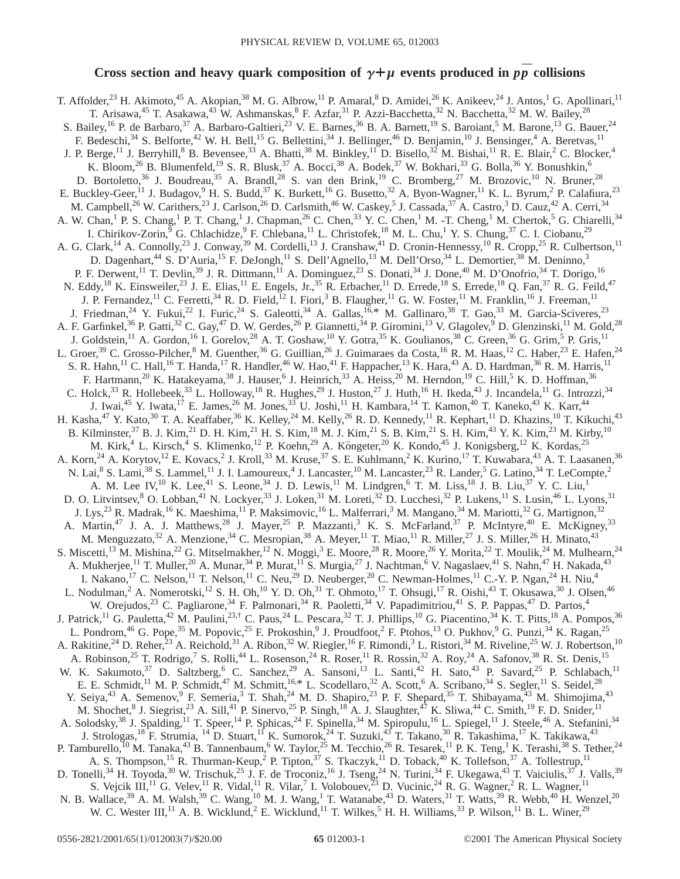# Cross section and heavy quark composition of $\gamma+\mu$ events produced in $p\bar{p}$ collisions

T. Affolder,[23] H. Akimoto,[45] A. Akopian,[38] M. G. Albrow,[11] P. Amaral,[8] D. Amidei,[26] K. Anikeev,[24] J. Antos,[1] G. Apollinari,[11] T. Arisawa,[45] T. Asakawa,[43] W. Ashmanskas,[8] F. Azfar,[31] P. Azzi-Bacchetta,[32] N. Bacchetta,[32] M. W. Bailey,[28] S. Bailey,[16] P. de Barbaro,[37] A. Barbaro-Galtieri,[23] V. E. Barnes,[36] B. A. Barnett,[19] S. Baroiant,[5] M. Barone,[13] G. Bauer,[24] F. Bedeschi,[34] S. Belforte,[42] W. H. Bell,[15] G. Bellettini,[34] J. Bellinger,[46] D. Benjamin,[10] J. Bensinger,[4] A. Beretvas,[11] J. P. Berge,[11] J. Berryhill,[8] B. Bevensee,[33] A. Bhatti,[38] M. Binkley,[11] D. Bisello,[32] M. Bishai,[11] R. E. Blair,[2] C. Blocker,[4] K. Bloom,[26] B. Blumenfeld,[19] S. R. Blusk,[37] A. Bocci,[38] A. Bodek,[37] W. Bokhari,[33] G. Bolla,[36] Y. Bonushkin,[6] D. Bortoletto,[36] J. Boudreau,[35] A. Brandl,[28] S. van den Brink,[19] C. Bromberg,[27] M. Brozovic,[10] N. Bruner,[28] E. Buckley-Geer,[11] J. Budagov,[9] H. S. Budd,[37] K. Burkett,[16] G. Busetto,[32] A. Byon-Wagner,[11] K. L. Byrum,[2] P. Calafiura,[23] M. Campbell,[26] W. Carithers,[23] J. Carlson,[26] D. Carlsmith,[46] W. Caskey,[5] J. Cassada,[37] A. Castro,[3] D. Cauz,[42] A. Cerri,[34] A. W. Chan,[1] P. S. Chang,[1] P. T. Chang,[1] J. Chapman,[26] C. Chen,[33] Y. C. Chen,[1] M. -T. Cheng,[1] M. Chertok,[5] G. Chiarelli,[34] I. Chirikov-Zorin,[9] G. Chlachidze,[9] F. Chlebana,[11] L. Christofek,[18] M. L. Chu,[1] Y. S. Chung,[37] C. I. Ciobanu,[29] A. G. Clark,[14] A. Connolly,[23] J. Conway,[39] M. Cordelli,[13] J. Cranshaw,[41] D. Cronin-Hennessy,[10] R. Cropp,[25] R. Culbertson,[11] D. Dagenhart,[44] S. D'Auria,[15] F. DeJongh,[11] S. Dell'Agnello,[13] M. Dell'Orso,[34] L. Demortier,[38] M. Deninno,[3] P. F. Derwent,[11] T. Devlin,[39] J. R. Dittmann,[11] A. Dominguez,[23] S. Donati,[34] J. Done,[40] M. D'Onofrio,[34] T. Dorigo,[16] N. Eddy,[18] K. Einsweiler,[23] J. E. Elias,[11] E. Engels, Jr.,[35] R. Erbacher,[11] D. Errede,[18] S. Errede,[18] Q. Fan,[37] R. G. Feild,[47] J. P. Fernandez,[11] C. Ferretti,[34] R. D. Field,[12] I. Fiori,[3] B. Flaugher,[11] G. W. Foster,[11] M. Franklin,[16] J. Freeman,[11] J. Friedman,[24] Y. Fukui,[22] I. Furic,[24] S. Galeotti,[34] A. Gallas,[16,*] M. Gallinaro,[38] T. Gao,[33] M. Garcia-Sciveres,[23] A. F. Garfinkel,[36] P. Gatti,[32] C. Gay,[47] D. W. Gerdes,[26] P. Giannetti,[34] P. Giromini,[13] V. Glagolev,[9] D. Glenzinski,[11] M. Gold,[28] J. Goldstein,[11] A. Gordon,[16] I. Gorelov,[28] A. T. Goshaw,[10] Y. Gotra,[35] K. Goulianos,[38] C. Green,[36] G. Grim,[5] P. Gris,[11] L. Groer,[39] C. Grosso-Pilcher,[8] M. Guenther,[36] G. Guillian,[26] J. Guimaraes da Costa,[16] R. M. Haas,[12] C. Haber,[23] E. Hafen,[24] S. R. Hahn,[11] C. Hall,[16] T. Handa,[17] R. Handler,[46] W. Hao,[41] F. Happacher,[13] K. Hara,[43] A. D. Hardman,[36] R. M. Harris,[11] F. Hartmann,[20] K. Hatakeyama,[38] J. Hauser,[6] J. Heinrich,[33] A. Heiss,[20] M. Herndon,[19] C. Hill,[5] K. D. Hoffman,[36] C. Holck,[33] R. Hollebeek,[33] L. Holloway,[18] R. Hughes,[29] J. Huston,[27] J. Huth,[16] H. Ikeda,[43] J. Incandela,[11] G. Introzzi,[34] J. Iwai,[45] Y. Iwata,[17] E. James,[26] M. Jones,[33] U. Joshi,[11] H. Kambara,[14] T. Kamon,[40] T. Kaneko,[43] K. Karr,[44] H. Kasha,[47] Y. Kato,[30] T. A. Keaffaber,[36] K. Kelley,[24] M. Kelly,[26] R. D. Kennedy,[11] R. Kephart,[11] D. Khazins,[10] T. Kikuchi,[43] B. Kilminster,[37] B. J. Kim,[21] D. H. Kim,[21] H. S. Kim,[18] M. J. Kim,[21] S. B. Kim,[21] S. H. Kim,[43] Y. K. Kim,[23] M. Kirby,[10] M. Kirk,[4] L. Kirsch,[4] S. Klimenko,[12] P. Koehn,[29] A. Köngeter,[20] K. Kondo,[45] J. Konigsberg,[12] K. Kordas,[25] A. Korn,[24] A. Korytov,[12] E. Kovacs,[2] J. Kroll,[33] M. Kruse,[37] S. E. Kuhlmann,[2] K. Kurino,[17] T. Kuwabara,[43] A. T. Laasanen,[36] N. Lai,[8] S. Lami,[38] S. Lammel,[11] J. I. Lamoureux,[4] J. Lancaster,[10] M. Lancaster,[23] R. Lander,[5] G. Latino,[34] T. LeCompte,[2] A. M. Lee IV,[10] K. Lee,[41] S. Leone,[34] J. D. Lewis,[11] M. Lindgren,[6] T. M. Liss,[18] J. B. Liu,[37] Y. C. Liu,[1] D. O. Litvintsev,[8] O. Lobban,[41] N. Lockyer,[33] J. Loken,[31] M. Loreti,[32] D. Lucchesi,[32] P. Lukens,[11] S. Lusin,[46] L. Lyons,[31] J. Lys,[23] R. Madrak,[16] K. Maeshima,[11] P. Maksimovic,[16] L. Malferrari,[3] M. Mangano,[34] M. Mariotti,[32] G. Martignon,[32] A. Martin,[47] J. A. J. Matthews,[28] J. Mayer,[25] P. Mazzanti,[3] K. S. McFarland,[37] P. McIntyre,[40] E. McKigney,[33] M. Menguzzato,[32] A. Menzione,[34] C. Mesropian,[38] A. Meyer,[11] T. Miao,[11] R. Miller,[27] J. S. Miller,[26] H. Minato,[43] S. Miscetti,[13] M. Mishina,[22] G. Mitselmakher,[12] N. Moggi,[3] E. Moore,[28] R. Moore,[26] Y. Morita,[22] T. Moulik,[24] M. Mulhearn,[24] A. Mukherjee,[11] T. Muller,[20] A. Munar,[34] P. Murat,[11] S. Murgia,[27] J. Nachtman,[6] V. Nagaslaev,[41] S. Nahn,[47] H. Nakada,[43] I. Nakano,[17] C. Nelson,[11] T. Nelson,[11] C. Neu,[29] D. Neuberger,[20] C. Newman-Holmes,[11] C.-Y. P. Ngan,[24] H. Niu,[4] L. Nodulman,[2] A. Nomerotski,[12] S. H. Oh,[10] Y. D. Oh,[31] T. Ohmoto,[17] T. Ohsugi,[17] R. Oishi,[43] T. Okusawa,[30] J. Olsen,[46] W. Orejudos,[23] C. Pagliarone,[34] F. Palmonari,[34] R. Paoletti,[34] V. Papadimitriou,[41] S. P. Pappas,[47] D. Partos,[4] J. Patrick,[11] G. Pauletta,[42] M. Paulini,[23,†] C. Paus,[24] L. Pescara,[32] T. J. Phillips,[10] G. Piacentino,[34] K. T. Pitts,[18] A. Pompos,[36] L. Pondrom,[46] G. Pope,[35] M. Popovic,[25] F. Prokoshin,[9] J. Proudfoot,[2] F. Ptohos,[13] O. Pukhov,[9] G. Punzi,[34] K. Ragan,[25] A. Rakitine,[24] D. Reher,[23] A. Reichold,[31] A. Ribon,[32] W. Riegler,[16] F. Rimondi,[3] L. Ristori,[34] M. Riveline,[25] W. J. Robertson,[10] A. Robinson,[25] T. Rodrigo,[7] S. Rolli,[44] L. Rosenson,[24] R. Roser,[11] R. Rossin,[32] A. Roy,[24] A. Safonov,[38] R. St. Denis,[15] W. K. Sakumoto,[37] D. Saltzberg,[6] C. Sanchez,[29] A. Sansoni,[13] L. Santi,[42] H. Sato,[43] P. Savard,[25] P. Schlabach,[11] E. E. Schmidt,[11] M. P. Schmidt,[47] M. Schmitt,[16,*] L. Scodellaro,[32] A. Scott,[6] A. Scribano,[34] S. Segler,[11] S. Seidel,[28] Y. Seiya,[43] A. Semenov,[9] F. Semeria,[3] T. Shah,[24] M. D. Shapiro,[23] P. F. Shepard,[35] T. Shibayama,[43] M. Shimojima,[43] M. Shochet,[8] J. Siegrist,[23] A. Sill,[41] P. Sinervo,[25] P. Singh,[18] A. J. Slaughter,[47] K. Sliwa,[44] C. Smith,[19] F. D. Snider,[11] A. Solodsky,[38] J. Spalding,[11] T. Speer,[14] P. Sphicas,[24] F. Spinella,[34] M. Spiropulu,[16] L. Spiegel,[11] J. Steele,[46] A. Stefanini,[34] J. Strologas,[18] F. Strumia, [14] D. Stuart,[11] K. Sumorok,[24] T. Suzuki,[43] T. Takano,[30] R. Takashima,[17] K. Takikawa,[43] P. Tamburello,[10] M. Tanaka,[43] B. Tannenbaum,[6] W. Taylor,[25] M. Tecchio,[26] R. Tesarek,[11] P. K. Teng,[1] K. Terashi,[38] S. Tether,[24] A. S. Thompson,[15] R. Thurman-Keup,[2] P. Tipton,[37] S. Tkaczyk,[11] D. Toback,[40] K. Tollefson,[37] A. Tollestrup,[11] D. Tonelli,[34] H. Toyoda,[30] W. Trischuk,[25] J. F. de Troconiz,[16] J. Tseng,[24] N. Turini,[34] F. Ukegawa,[43] T. Vaiciulis,[37] J. Valls,[39] S. Vejcik III,[11] G. Velev,[11] R. Vidal,[11] R. Vilar,[7] I. Volobouev,[23] D. Vucinic,[24] R. G. Wagner,[2] R. L. Wagner,[11] N. B. Wallace,[39] A. M. Walsh,[39] C. Wang,[10] M. J. Wang,[1] T. Watanabe,[43] D. Waters,[31] T. Watts,[39] R. Webb,[40] H. Wenzel,[20] W. C. Wester III,[11] A. B. Wicklund,[2] E. Wicklund,[11] T. Wilkes,[5] H. H. Williams,[33] P. Wilson,[11] B. L. Winer,[29]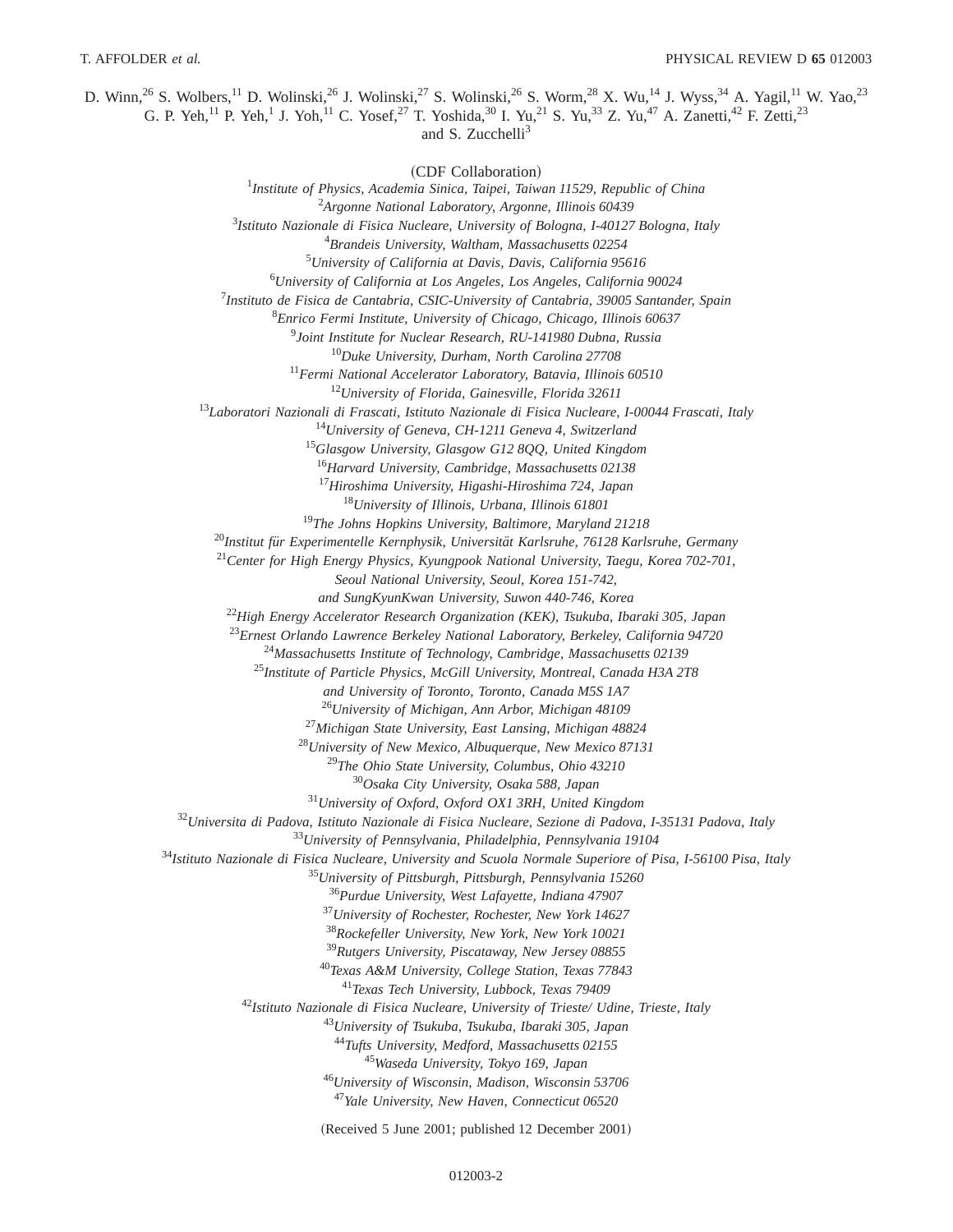D. Winn,[26] S. Wolbers,[11] D. Wolinski,[26] J. Wolinski,[27] S. Wolinski,[26] S. Worm,[28] X. Wu,[14] J. Wyss,[34] A. Yagil,[11] W. Yao,[23] G. P. Yeh,[11] P. Yeh,[1] J. Yoh,[11] C. Yosef,[27] T. Yoshida,[30] I. Yu,[21] S. Yu,[33] Z. Yu,[47] A. Zanetti,[42] F. Zetti,[23] and S. Zucchelli[3]

(CDF Collaboration)

[1]*Institute of Physics, Academia Sinica, Taipei, Taiwan 11529, Republic of China*
[2]*Argonne National Laboratory, Argonne, Illinois 60439*
[3]*Istituto Nazionale di Fisica Nucleare, University of Bologna, I-40127 Bologna, Italy*
[4]*Brandeis University, Waltham, Massachusetts 02254*
[5]*University of California at Davis, Davis, California 95616*
[6]*University of California at Los Angeles, Los Angeles, California 90024*
[7]*Instituto de Fisica de Cantabria, CSIC-University of Cantabria, 39005 Santander, Spain*
[8]*Enrico Fermi Institute, University of Chicago, Chicago, Illinois 60637*
[9]*Joint Institute for Nuclear Research, RU-141980 Dubna, Russia*
[10]*Duke University, Durham, North Carolina 27708*
[11]*Fermi National Accelerator Laboratory, Batavia, Illinois 60510*
[12]*University of Florida, Gainesville, Florida 32611*
[13]*Laboratori Nazionali di Frascati, Istituto Nazionale di Fisica Nucleare, I-00044 Frascati, Italy*
[14]*University of Geneva, CH-1211 Geneva 4, Switzerland*
[15]*Glasgow University, Glasgow G12 8QQ, United Kingdom*
[16]*Harvard University, Cambridge, Massachusetts 02138*
[17]*Hiroshima University, Higashi-Hiroshima 724, Japan*
[18]*University of Illinois, Urbana, Illinois 61801*
[19]*The Johns Hopkins University, Baltimore, Maryland 21218*
[20]*Institut für Experimentelle Kernphysik, Universität Karlsruhe, 76128 Karlsruhe, Germany*
[21]*Center for High Energy Physics, Kyungpook National University, Taegu, Korea 702-701, Seoul National University, Seoul, Korea 151-742, and SungKyunKwan University, Suwon 440-746, Korea*
[22]*High Energy Accelerator Research Organization (KEK), Tsukuba, Ibaraki 305, Japan*
[23]*Ernest Orlando Lawrence Berkeley National Laboratory, Berkeley, California 94720*
[24]*Massachusetts Institute of Technology, Cambridge, Massachusetts 02139*
[25]*Institute of Particle Physics, McGill University, Montreal, Canada H3A 2T8 and University of Toronto, Toronto, Canada M5S 1A7*
[26]*University of Michigan, Ann Arbor, Michigan 48109*
[27]*Michigan State University, East Lansing, Michigan 48824*
[28]*University of New Mexico, Albuquerque, New Mexico 87131*
[29]*The Ohio State University, Columbus, Ohio 43210*
[30]*Osaka City University, Osaka 588, Japan*
[31]*University of Oxford, Oxford OX1 3RH, United Kingdom*
[32]*Universita di Padova, Istituto Nazionale di Fisica Nucleare, Sezione di Padova, I-35131 Padova, Italy*
[33]*University of Pennsylvania, Philadelphia, Pennsylvania 19104*
[34]*Istituto Nazionale di Fisica Nucleare, University and Scuola Normale Superiore of Pisa, I-56100 Pisa, Italy*
[35]*University of Pittsburgh, Pittsburgh, Pennsylvania 15260*
[36]*Purdue University, West Lafayette, Indiana 47907*
[37]*University of Rochester, Rochester, New York 14627*
[38]*Rockefeller University, New York, New York 10021*
[39]*Rutgers University, Piscataway, New Jersey 08855*
[40]*Texas A&M University, College Station, Texas 77843*
[41]*Texas Tech University, Lubbock, Texas 79409*
[42]*Istituto Nazionale di Fisica Nucleare, University of Trieste/ Udine, Trieste, Italy*
[43]*University of Tsukuba, Tsukuba, Ibaraki 305, Japan*
[44]*Tufts University, Medford, Massachusetts 02155*
[45]*Waseda University, Tokyo 169, Japan*
[46]*University of Wisconsin, Madison, Wisconsin 53706*
[47]*Yale University, New Haven, Connecticut 06520*

(Received 5 June 2001; published 12 December 2001)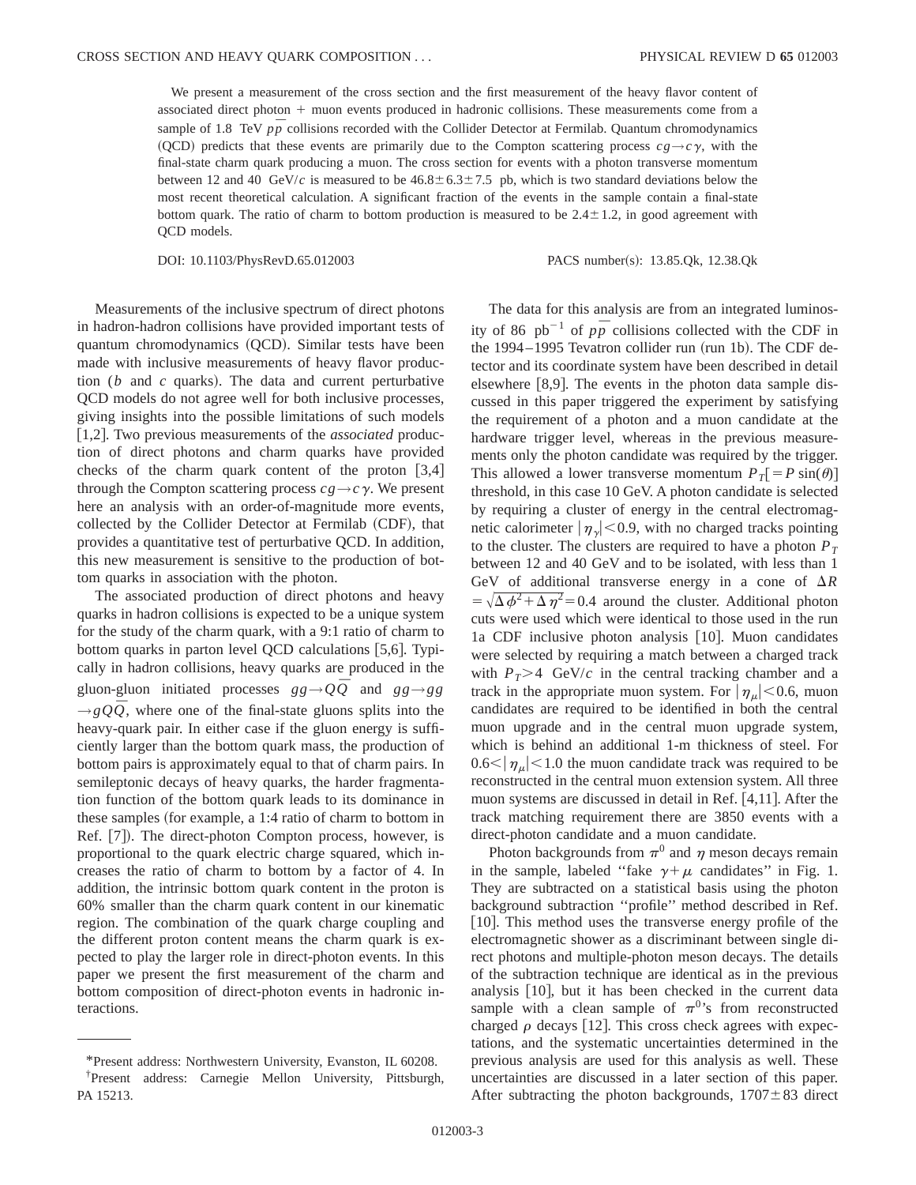We present a measurement of the cross section and the first measurement of the heavy flavor content of associated direct photon + muon events produced in hadronic collisions. These measurements come from a sample of 1.8 TeV $p\bar{p}$ collisions recorded with the Collider Detector at Fermilab. Quantum chromodynamics (QCD) predicts that these events are primarily due to the Compton scattering process $cg \to c\gamma$, with the final-state charm quark producing a muon. The cross section for events with a photon transverse momentum between 12 and 40 GeV/$c$ is measured to be $46.8 \pm 6.3 \pm 7.5$ pb, which is two standard deviations below the most recent theoretical calculation. A significant fraction of the events in the sample contain a final-state bottom quark. The ratio of charm to bottom production is measured to be $2.4 \pm 1.2$, in good agreement with QCD models.

DOI: 10.1103/PhysRevD.65.012003 PACS number(s): 13.85.Qk, 12.38.Qk

Measurements of the inclusive spectrum of direct photons in hadron-hadron collisions have provided important tests of quantum chromodynamics (QCD). Similar tests have been made with inclusive measurements of heavy flavor production ($b$ and $c$ quarks). The data and current perturbative QCD models do not agree well for both inclusive processes, giving insights into the possible limitations of such models [1,2]. Two previous measurements of the *associated* production of direct photons and charm quarks have provided checks of the charm quark content of the proton [3,4] through the Compton scattering process $cg \to c\gamma$. We present here an analysis with an order-of-magnitude more events, collected by the Collider Detector at Fermilab (CDF), that provides a quantitative test of perturbative QCD. In addition, this new measurement is sensitive to the production of bottom quarks in association with the photon.

The associated production of direct photons and heavy quarks in hadron collisions is expected to be a unique system for the study of the charm quark, with a 9:1 ratio of charm to bottom quarks in parton level QCD calculations [5,6]. Typically in hadron collisions, heavy quarks are produced in the gluon-gluon initiated processes $gg \to Q\bar{Q}$ and $gg \to gg \to gQ\bar{Q}$, where one of the final-state gluons splits into the heavy-quark pair. In either case if the gluon energy is sufficiently larger than the bottom quark mass, the production of bottom pairs is approximately equal to that of charm pairs. In semileptonic decays of heavy quarks, the harder fragmentation function of the bottom quark leads to its dominance in these samples (for example, a 1:4 ratio of charm to bottom in Ref. [7]). The direct-photon Compton process, however, is proportional to the quark electric charge squared, which increases the ratio of charm to bottom by a factor of 4. In addition, the intrinsic bottom quark content in the proton is 60% smaller than the charm quark content in our kinematic region. The combination of the quark charge coupling and the different proton content means the charm quark is expected to play the larger role in direct-photon events. In this paper we present the first measurement of the charm and bottom composition of direct-photon events in hadronic interactions.

The data for this analysis are from an integrated luminosity of 86 pb$^{-1}$ of $p\bar{p}$ collisions collected with the CDF in the 1994–1995 Tevatron collider run (run 1b). The CDF detector and its coordinate system have been described in detail elsewhere [8,9]. The events in the photon data sample discussed in this paper triggered the experiment by satisfying the requirement of a photon and a muon candidate at the hardware trigger level, whereas in the previous measurements only the photon candidate was required by the trigger. This allowed a lower transverse momentum $P_T[=P\sin(\theta)]$ threshold, in this case 10 GeV. A photon candidate is selected by requiring a cluster of energy in the central electromagnetic calorimeter $|\eta_\gamma|<0.9$, with no charged tracks pointing to the cluster. The clusters are required to have a photon $P_T$ between 12 and 40 GeV and to be isolated, with less than 1 GeV of additional transverse energy in a cone of $\Delta R = \sqrt{\Delta\phi^2 + \Delta\eta^2} = 0.4$ around the cluster. Additional photon cuts were used which were identical to those used in the run 1a CDF inclusive photon analysis [10]. Muon candidates were selected by requiring a match between a charged track with $P_T > 4$ GeV/$c$ in the central tracking chamber and a track in the appropriate muon system. For $|\eta_\mu|<0.6$, muon candidates are required to be identified in both the central muon upgrade and in the central muon upgrade system, which is behind an additional 1-m thickness of steel. For $0.6<|\eta_\mu|<1.0$ the muon candidate track was required to be reconstructed in the central muon extension system. All three muon systems are discussed in detail in Ref. [4,11]. After the track matching requirement there are 3850 events with a direct-photon candidate and a muon candidate.

Photon backgrounds from $\pi^0$ and $\eta$ meson decays remain in the sample, labeled "fake $\gamma+\mu$ candidates" in Fig. 1. They are subtracted on a statistical basis using the photon background subtraction "profile" method described in Ref. [10]. This method uses the transverse energy profile of the electromagnetic shower as a discriminant between single direct photons and multiple-photon meson decays. The details of the subtraction technique are identical as in the previous analysis [10], but it has been checked in the current data sample with a clean sample of $\pi^0$'s from reconstructed charged $\rho$ decays [12]. This cross check agrees with expectations, and the systematic uncertainties determined in the previous analysis are used for this analysis as well. These uncertainties are discussed in a later section of this paper. After subtracting the photon backgrounds, $1707 \pm 83$ direct

---

*Present address: Northwestern University, Evanston, IL 60208.

†Present address: Carnegie Mellon University, Pittsburgh, PA 15213.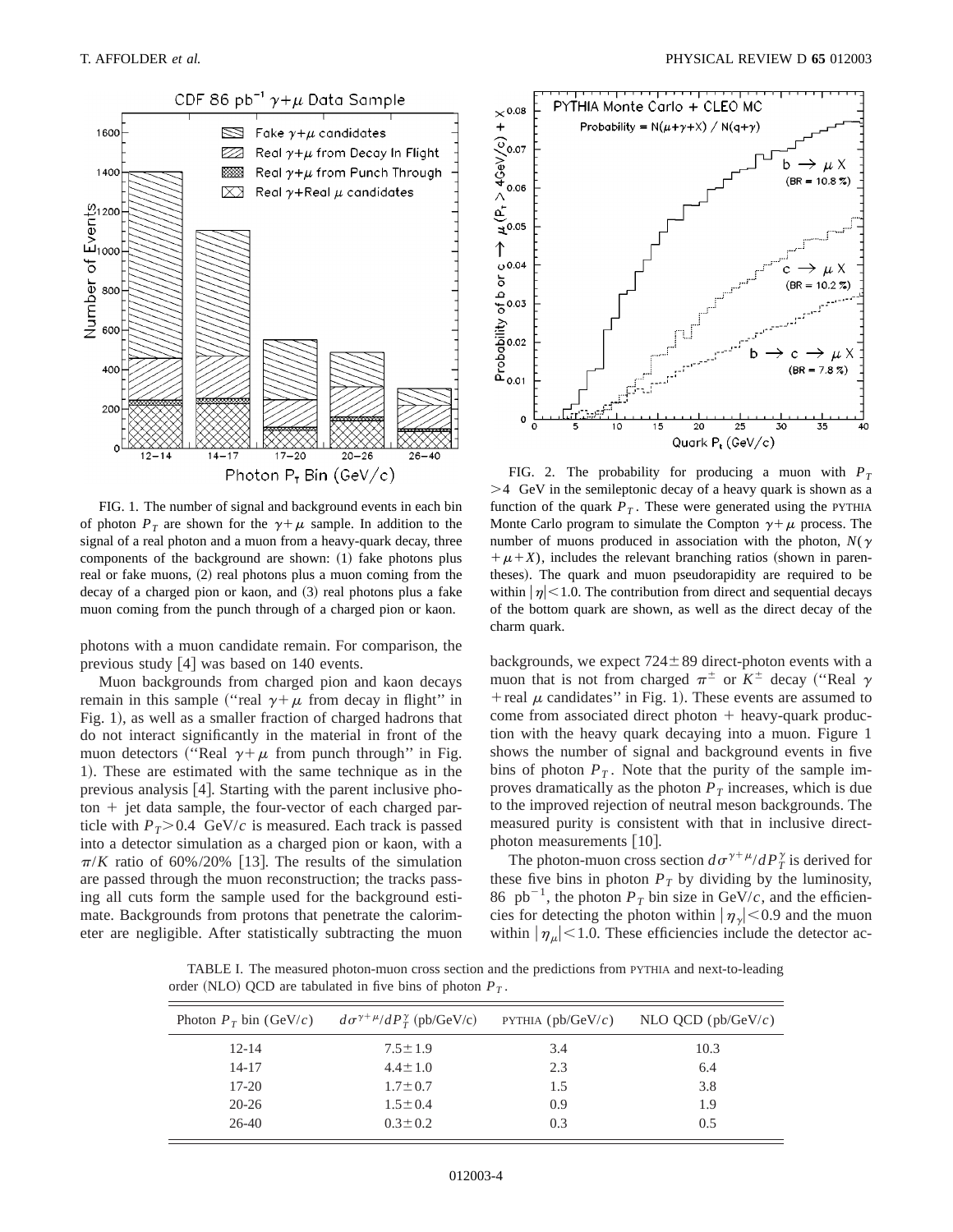FIG. 1. The number of signal and background events in each bin of photon $P_T$ are shown for the $\gamma+\mu$ sample. In addition to the signal of a real photon and a muon from a heavy-quark decay, three components of the background are shown: (1) fake photons plus real or fake muons, (2) real photons plus a muon coming from the decay of a charged pion or kaon, and (3) real photons plus a fake muon coming from the punch through of a charged pion or kaon.

FIG. 2. The probability for producing a muon with $P_T > 4$ GeV in the semileptonic decay of a heavy quark is shown as a function of the quark $P_T$. These were generated using the PYTHIA Monte Carlo program to simulate the Compton $\gamma+\mu$ process. The number of muons produced in association with the photon, $N(\gamma+\mu+X)$, includes the relevant branching ratios (shown in parentheses). The quark and muon pseudorapidity are required to be within $|\eta|<1.0$. The contribution from direct and sequential decays of the bottom quark are shown, as well as the direct decay of the charm quark.

photons with a muon candidate remain. For comparison, the previous study [4] was based on 140 events.

Muon backgrounds from charged pion and kaon decays remain in this sample ("real $\gamma+\mu$ from decay in flight" in Fig. 1), as well as a smaller fraction of charged hadrons that do not interact significantly in the material in front of the muon detectors ("Real $\gamma+\mu$ from punch through" in Fig. 1). These are estimated with the same technique as in the previous analysis [4]. Starting with the parent inclusive photon + jet data sample, the four-vector of each charged particle with $P_T > 0.4$ GeV/$c$ is measured. Each track is passed into a detector simulation as a charged pion or kaon, with a $\pi/K$ ratio of 60%/20% [13]. The results of the simulation are passed through the muon reconstruction; the tracks passing all cuts form the sample used for the background estimate. Backgrounds from protons that penetrate the calorimeter are negligible. After statistically subtracting the muon backgrounds, we expect $724 \pm 89$ direct-photon events with a muon that is not from charged $\pi^{\pm}$ or $K^{\pm}$ decay ("Real $\gamma$ + real $\mu$ candidates" in Fig. 1). These events are assumed to come from associated direct photon + heavy-quark production with the heavy quark decaying into a muon. Figure 1 shows the number of signal and background events in five bins of photon $P_T$. Note that the purity of the sample improves dramatically as the photon $P_T$ increases, which is due to the improved rejection of neutral meson backgrounds. The measured purity is consistent with that in inclusive direct-photon measurements [10].

The photon-muon cross section $d\sigma^{\gamma+\mu}/dP_T^{\gamma}$ is derived for these five bins in photon $P_T$ by dividing by the luminosity, 86 pb$^{-1}$, the photon $P_T$ bin size in GeV/$c$, and the efficiencies for detecting the photon within $|\eta_{\gamma}|<0.9$ and the muon within $|\eta_{\mu}|<1.0$. These efficiencies include the detector ac-

TABLE I. The measured photon-muon cross section and the predictions from PYTHIA and next-to-leading order (NLO) QCD are tabulated in five bins of photon $P_T$.

| Photon $P_T$ bin (GeV/$c$) | $d\sigma^{\gamma+\mu}/dP_T^{\gamma}$ (pb/GeV/$c$) | PYTHIA (pb/GeV/$c$) | NLO QCD (pb/GeV/$c$) |
|---|---|---|---|
| 12-14 | $7.5 \pm 1.9$ | 3.4 | 10.3 |
| 14-17 | $4.4 \pm 1.0$ | 2.3 | 6.4 |
| 17-20 | $1.7 \pm 0.7$ | 1.5 | 3.8 |
| 20-26 | $1.5 \pm 0.4$ | 0.9 | 1.9 |
| 26-40 | $0.3 \pm 0.2$ | 0.3 | 0.5 |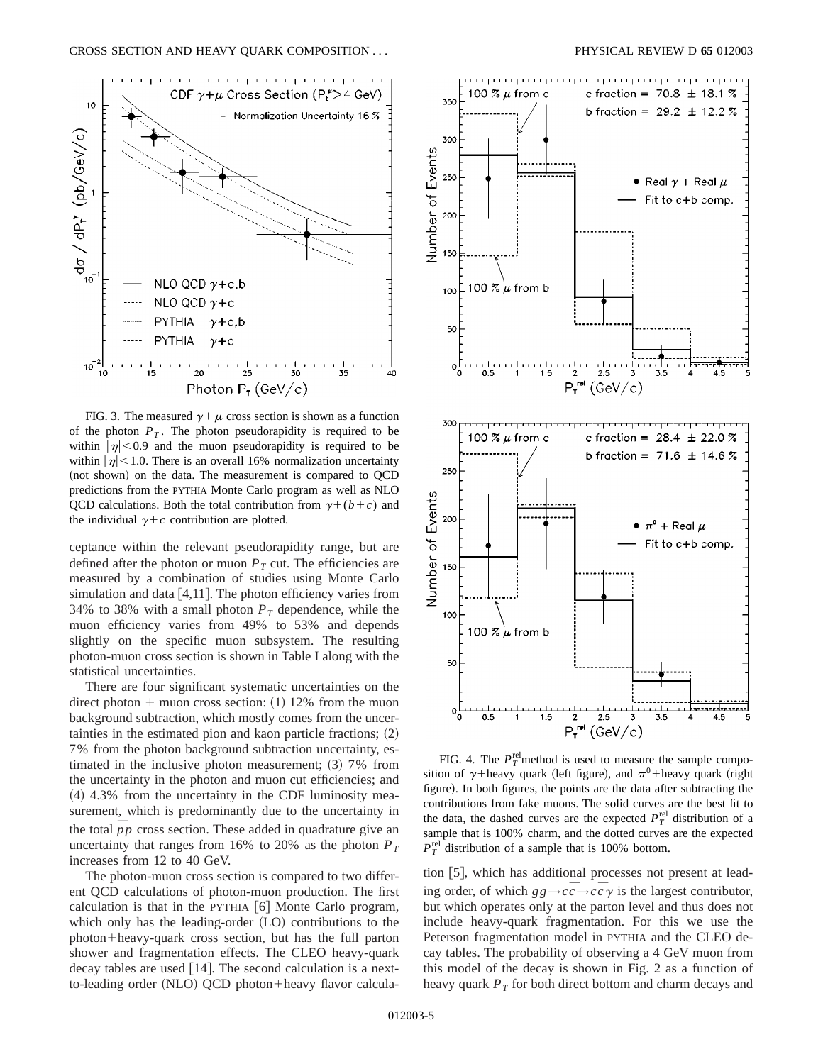FIG. 3. The measured $\gamma+\mu$ cross section is shown as a function of the photon $P_T$. The photon pseudorapidity is required to be within $|\eta|<0.9$ and the muon pseudorapidity is required to be within $|\eta|<1.0$. There is an overall 16% normalization uncertainty (not shown) on the data. The measurement is compared to QCD predictions from the PYTHIA Monte Carlo program as well as NLO QCD calculations. Both the total contribution from $\gamma+(b+c)$ and the individual $\gamma+c$ contribution are plotted.

ceptance within the relevant pseudorapidity range, but are defined after the photon or muon $P_T$ cut. The efficiencies are measured by a combination of studies using Monte Carlo simulation and data [4,11]. The photon efficiency varies from 34% to 38% with a small photon $P_T$ dependence, while the muon efficiency varies from 49% to 53% and depends slightly on the specific muon subsystem. The resulting photon-muon cross section is shown in Table I along with the statistical uncertainties.

There are four significant systematic uncertainties on the direct photon + muon cross section: (1) 12% from the muon background subtraction, which mostly comes from the uncertainties in the estimated pion and kaon particle fractions; (2) 7% from the photon background subtraction uncertainty, estimated in the inclusive photon measurement; (3) 7% from the uncertainty in the photon and muon cut efficiencies; and (4) 4.3% from the uncertainty in the CDF luminosity measurement, which is predominantly due to the uncertainty in the total $\bar{p}p$ cross section. These added in quadrature give an uncertainty that ranges from 16% to 20% as the photon $P_T$ increases from 12 to 40 GeV.

The photon-muon cross section is compared to two different QCD calculations of photon-muon production. The first calculation is that in the PYTHIA [6] Monte Carlo program, which only has the leading-order (LO) contributions to the photon+heavy-quark cross section, but has the full parton shower and fragmentation effects. The CLEO heavy-quark decay tables are used [14]. The second calculation is a next-to-leading order (NLO) QCD photon+heavy flavor calculation [5], which has additional processes not present at leading order, of which $gg\rightarrow c\bar{c}\rightarrow c\bar{c}\gamma$ is the largest contributor, but which operates only at the parton level and thus does not include heavy-quark fragmentation. For this we use the Peterson fragmentation model in PYTHIA and the CLEO decay tables. The probability of observing a 4 GeV muon from this model of the decay is shown in Fig. 2 as a function of heavy quark $P_T$ for both direct bottom and charm decays and

FIG. 4. The $P_T^{\rm rel}$ method is used to measure the sample composition of $\gamma$+heavy quark (left figure), and $\pi^0$+heavy quark (right figure). In both figures, the points are the data after subtracting the contributions from fake muons. The solid curves are the best fit to the data, the dashed curves are the expected $P_T^{\rm rel}$ distribution of a sample that is 100% charm, and the dotted curves are the expected $P_T^{\rm rel}$ distribution of a sample that is 100% bottom.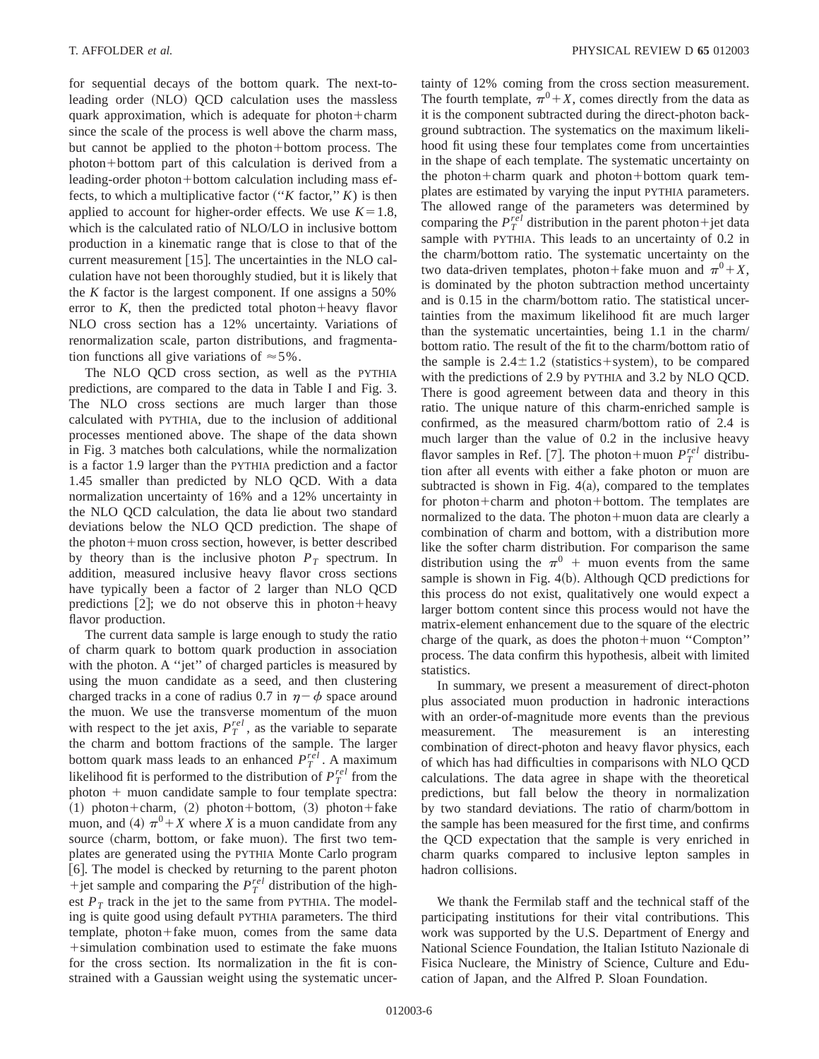for sequential decays of the bottom quark. The next-to-leading order (NLO) QCD calculation uses the massless quark approximation, which is adequate for photon+charm since the scale of the process is well above the charm mass, but cannot be applied to the photon+bottom process. The photon+bottom part of this calculation is derived from a leading-order photon+bottom calculation including mass effects, to which a multiplicative factor (''$K$ factor,'' $K$) is then applied to account for higher-order effects. We use $K=1.8$, which is the calculated ratio of NLO/LO in inclusive bottom production in a kinematic range that is close to that of the current measurement [15]. The uncertainties in the NLO calculation have not been thoroughly studied, but it is likely that the $K$ factor is the largest component. If one assigns a 50% error to $K$, then the predicted total photon+heavy flavor NLO cross section has a 12% uncertainty. Variations of renormalization scale, parton distributions, and fragmentation functions all give variations of $\approx 5\%$.

The NLO QCD cross section, as well as the PYTHIA predictions, are compared to the data in Table I and Fig. 3. The NLO cross sections are much larger than those calculated with PYTHIA, due to the inclusion of additional processes mentioned above. The shape of the data shown in Fig. 3 matches both calculations, while the normalization is a factor 1.9 larger than the PYTHIA prediction and a factor 1.45 smaller than predicted by NLO QCD. With a data normalization uncertainty of 16% and a 12% uncertainty in the NLO QCD calculation, the data lie about two standard deviations below the NLO QCD prediction. The shape of the photon+muon cross section, however, is better described by theory than is the inclusive photon $P_T$ spectrum. In addition, measured inclusive heavy flavor cross sections have typically been a factor of 2 larger than NLO QCD predictions [2]; we do not observe this in photon+heavy flavor production.

The current data sample is large enough to study the ratio of charm quark to bottom quark production in association with the photon. A ''jet'' of charged particles is measured by using the muon candidate as a seed, and then clustering charged tracks in a cone of radius 0.7 in $\eta-\phi$ space around the muon. We use the transverse momentum of the muon with respect to the jet axis, $P_T^{rel}$, as the variable to separate the charm and bottom fractions of the sample. The larger bottom quark mass leads to an enhanced $P_T^{rel}$. A maximum likelihood fit is performed to the distribution of $P_T^{rel}$ from the photon + muon candidate sample to four template spectra: (1) photon+charm, (2) photon+bottom, (3) photon+fake muon, and (4) $\pi^0+X$ where $X$ is a muon candidate from any source (charm, bottom, or fake muon). The first two templates are generated using the PYTHIA Monte Carlo program [6]. The model is checked by returning to the parent photon +jet sample and comparing the $P_T^{rel}$ distribution of the highest $P_T$ track in the jet to the same from PYTHIA. The modeling is quite good using default PYTHIA parameters. The third template, photon+fake muon, comes from the same data +simulation combination used to estimate the fake muons for the cross section. Its normalization in the fit is constrained with a Gaussian weight using the systematic uncertainty of 12% coming from the cross section measurement. The fourth template, $\pi^0+X$, comes directly from the data as it is the component subtracted during the direct-photon background subtraction. The systematics on the maximum likelihood fit using these four templates come from uncertainties in the shape of each template. The systematic uncertainty on the photon+charm quark and photon+bottom quark templates are estimated by varying the input PYTHIA parameters. The allowed range of the parameters was determined by comparing the $P_T^{rel}$ distribution in the parent photon+jet data sample with PYTHIA. This leads to an uncertainty of 0.2 in the charm/bottom ratio. The systematic uncertainty on the two data-driven templates, photon+fake muon and $\pi^0+X$, is dominated by the photon subtraction method uncertainty and is 0.15 in the charm/bottom ratio. The statistical uncertainties from the maximum likelihood fit are much larger than the systematic uncertainties, being 1.1 in the charm/bottom ratio. The result of the fit to the charm/bottom ratio of the sample is $2.4\pm1.2$ (statistics+system), to be compared with the predictions of 2.9 by PYTHIA and 3.2 by NLO QCD. There is good agreement between data and theory in this ratio. The unique nature of this charm-enriched sample is confirmed, as the measured charm/bottom ratio of 2.4 is much larger than the value of 0.2 in the inclusive heavy flavor samples in Ref. [7]. The photon+muon $P_T^{rel}$ distribution after all events with either a fake photon or muon are subtracted is shown in Fig. 4(a), compared to the templates for photon+charm and photon+bottom. The templates are normalized to the data. The photon+muon data are clearly a combination of charm and bottom, with a distribution more like the softer charm distribution. For comparison the same distribution using the $\pi^0$ + muon events from the same sample is shown in Fig. 4(b). Although QCD predictions for this process do not exist, qualitatively one would expect a larger bottom content since this process would not have the matrix-element enhancement due to the square of the electric charge of the quark, as does the photon+muon ''Compton'' process. The data confirm this hypothesis, albeit with limited statistics.

In summary, we present a measurement of direct-photon plus associated muon production in hadronic interactions with an order-of-magnitude more events than the previous measurement. The measurement is an interesting combination of direct-photon and heavy flavor physics, each of which has had difficulties in comparisons with NLO QCD calculations. The data agree in shape with the theoretical predictions, but fall below the theory in normalization by two standard deviations. The ratio of charm/bottom in the sample has been measured for the first time, and confirms the QCD expectation that the sample is very enriched in charm quarks compared to inclusive lepton samples in hadron collisions.

We thank the Fermilab staff and the technical staff of the participating institutions for their vital contributions. This work was supported by the U.S. Department of Energy and National Science Foundation, the Italian Istituto Nazionale di Fisica Nucleare, the Ministry of Science, Culture and Education of Japan, and the Alfred P. Sloan Foundation.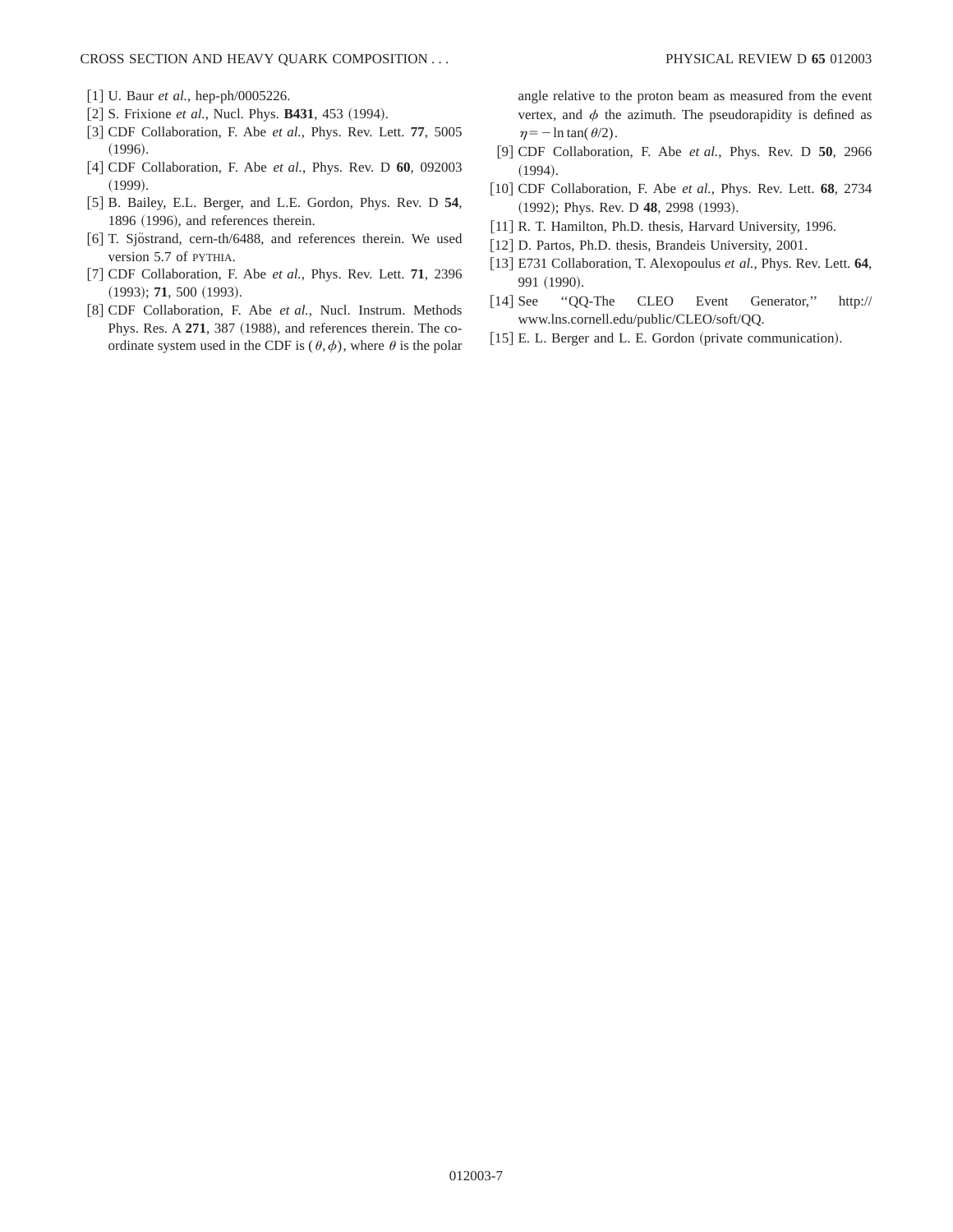[1] U. Baur *et al.*, hep-ph/0005226.

[2] S. Frixione *et al.*, Nucl. Phys. **B431**, 453 (1994).

[3] CDF Collaboration, F. Abe *et al.*, Phys. Rev. Lett. **77**, 5005 (1996).

[4] CDF Collaboration, F. Abe *et al.*, Phys. Rev. D **60**, 092003 (1999).

[5] B. Bailey, E.L. Berger, and L.E. Gordon, Phys. Rev. D **54**, 1896 (1996), and references therein.

[6] T. Sjöstrand, cern-th/6488, and references therein. We used version 5.7 of PYTHIA.

[7] CDF Collaboration, F. Abe *et al.*, Phys. Rev. Lett. **71**, 2396 (1993); **71**, 500 (1993).

[8] CDF Collaboration, F. Abe *et al.*, Nucl. Instrum. Methods Phys. Res. A **271**, 387 (1988), and references therein. The coordinate system used in the CDF is $(\theta,\phi)$, where $\theta$ is the polar angle relative to the proton beam as measured from the event vertex, and $\phi$ the azimuth. The pseudorapidity is defined as $\eta = -\ln\tan(\theta/2)$.

[9] CDF Collaboration, F. Abe *et al.*, Phys. Rev. D **50**, 2966 (1994).

[10] CDF Collaboration, F. Abe *et al.*, Phys. Rev. Lett. **68**, 2734 (1992); Phys. Rev. D **48**, 2998 (1993).

[11] R. T. Hamilton, Ph.D. thesis, Harvard University, 1996.

[12] D. Partos, Ph.D. thesis, Brandeis University, 2001.

[13] E731 Collaboration, T. Alexopoulus *et al.*, Phys. Rev. Lett. **64**, 991 (1990).

[14] See "QQ-The CLEO Event Generator," http://www.lns.cornell.edu/public/CLEO/soft/QQ.

[15] E. L. Berger and L. E. Gordon (private communication).